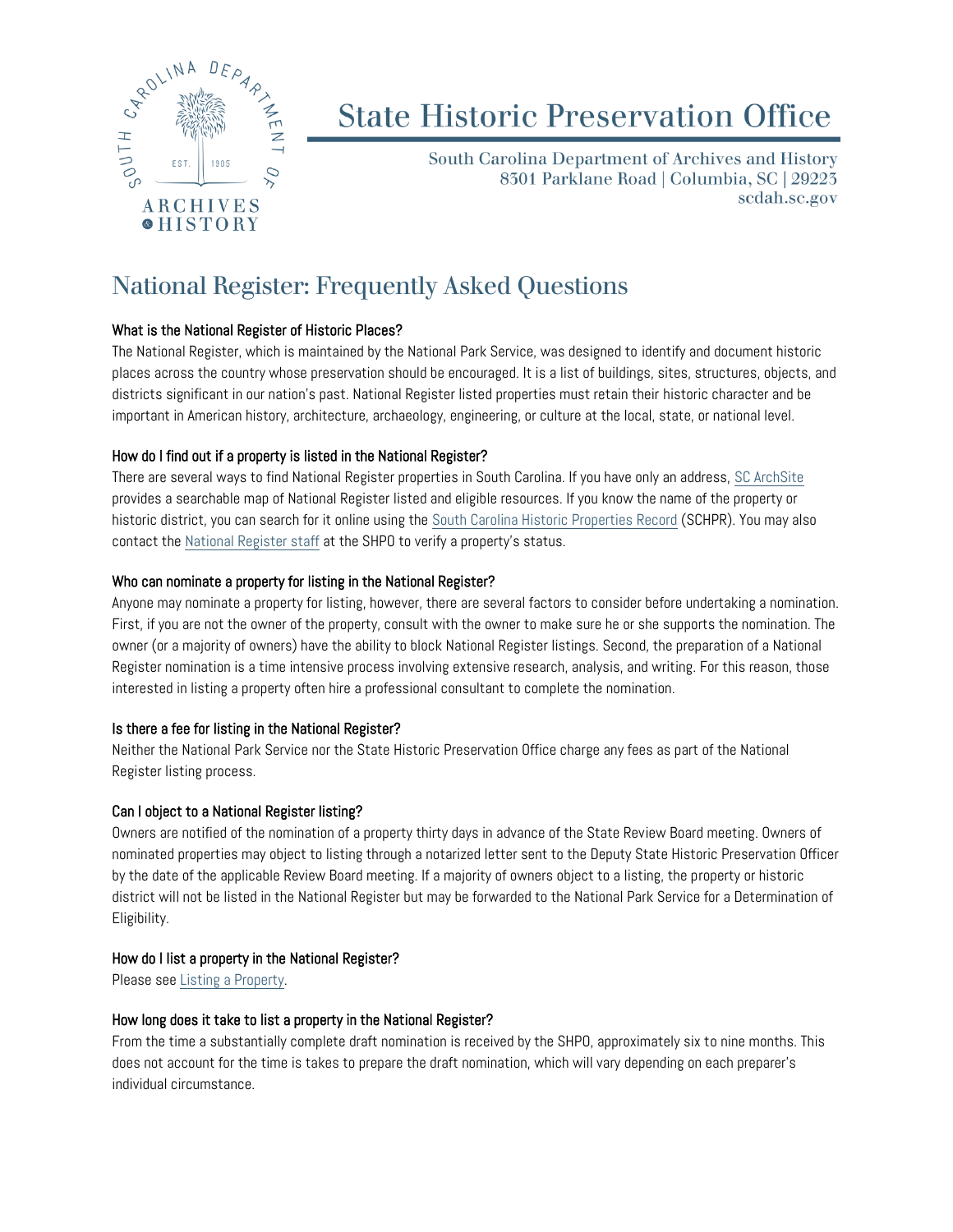# State Historic Preservation Office

South Carolina Department of Archives and History
8301 Parklane Road | Columbia, SC | 29223
scdah.sc.gov

## National Register: Frequently Asked Questions

### What is the National Register of Historic Places?

The National Register, which is maintained by the National Park Service, was designed to identify and document historic places across the country whose preservation should be encouraged. It is a list of buildings, sites, structures, objects, and districts significant in our nation's past. National Register listed properties must retain their historic character and be important in American history, architecture, archaeology, engineering, or culture at the local, state, or national level.

### How do I find out if a property is listed in the National Register?

There are several ways to find National Register properties in South Carolina. If you have only an address, SC ArchSite provides a searchable map of National Register listed and eligible resources. If you know the name of the property or historic district, you can search for it online using the South Carolina Historic Properties Record (SCHPR). You may also contact the National Register staff at the SHPO to verify a property's status.

### Who can nominate a property for listing in the National Register?

Anyone may nominate a property for listing, however, there are several factors to consider before undertaking a nomination. First, if you are not the owner of the property, consult with the owner to make sure he or she supports the nomination. The owner (or a majority of owners) have the ability to block National Register listings. Second, the preparation of a National Register nomination is a time intensive process involving extensive research, analysis, and writing. For this reason, those interested in listing a property often hire a professional consultant to complete the nomination.

### Is there a fee for listing in the National Register?

Neither the National Park Service nor the State Historic Preservation Office charge any fees as part of the National Register listing process.

### Can I object to a National Register listing?

Owners are notified of the nomination of a property thirty days in advance of the State Review Board meeting. Owners of nominated properties may object to listing through a notarized letter sent to the Deputy State Historic Preservation Officer by the date of the applicable Review Board meeting. If a majority of owners object to a listing, the property or historic district will not be listed in the National Register but may be forwarded to the National Park Service for a Determination of Eligibility.

### How do I list a property in the National Register?

Please see Listing a Property.

### How long does it take to list a property in the National Register?

From the time a substantially complete draft nomination is received by the SHPO, approximately six to nine months. This does not account for the time is takes to prepare the draft nomination, which will vary depending on each preparer's individual circumstance.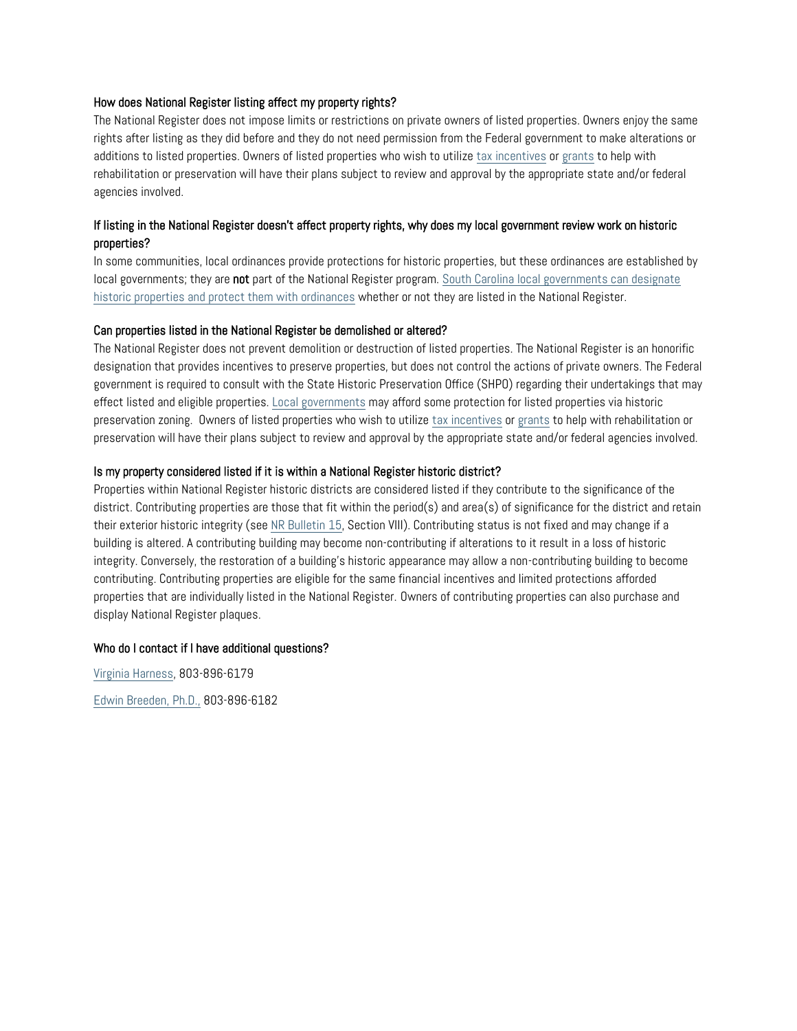### How does National Register listing affect my property rights?

The National Register does not impose limits or restrictions on private owners of listed properties. Owners enjoy the same rights after listing as they did before and they do not need permission from the Federal government to make alterations or additions to listed properties. Owners of listed properties who wish to utilize tax incentives or grants to help with rehabilitation or preservation will have their plans subject to review and approval by the appropriate state and/or federal agencies involved.

### If listing in the National Register doesn't affect property rights, why does my local government review work on historic properties?

In some communities, local ordinances provide protections for historic properties, but these ordinances are established by local governments; they are **not** part of the National Register program. South Carolina local governments can designate historic properties and protect them with ordinances whether or not they are listed in the National Register.

### Can properties listed in the National Register be demolished or altered?

The National Register does not prevent demolition or destruction of listed properties. The National Register is an honorific designation that provides incentives to preserve properties, but does not control the actions of private owners. The Federal government is required to consult with the State Historic Preservation Office (SHPO) regarding their undertakings that may effect listed and eligible properties. Local governments may afford some protection for listed properties via historic preservation zoning. Owners of listed properties who wish to utilize tax incentives or grants to help with rehabilitation or preservation will have their plans subject to review and approval by the appropriate state and/or federal agencies involved.

### Is my property considered listed if it is within a National Register historic district?

Properties within National Register historic districts are considered listed if they contribute to the significance of the district. Contributing properties are those that fit within the period(s) and area(s) of significance for the district and retain their exterior historic integrity (see NR Bulletin 15, Section VIII). Contributing status is not fixed and may change if a building is altered. A contributing building may become non-contributing if alterations to it result in a loss of historic integrity. Conversely, the restoration of a building's historic appearance may allow a non-contributing building to become contributing. Contributing properties are eligible for the same financial incentives and limited protections afforded properties that are individually listed in the National Register. Owners of contributing properties can also purchase and display National Register plaques.

### Who do I contact if I have additional questions?

Virginia Harness, 803-896-6179

Edwin Breeden, Ph.D., 803-896-6182